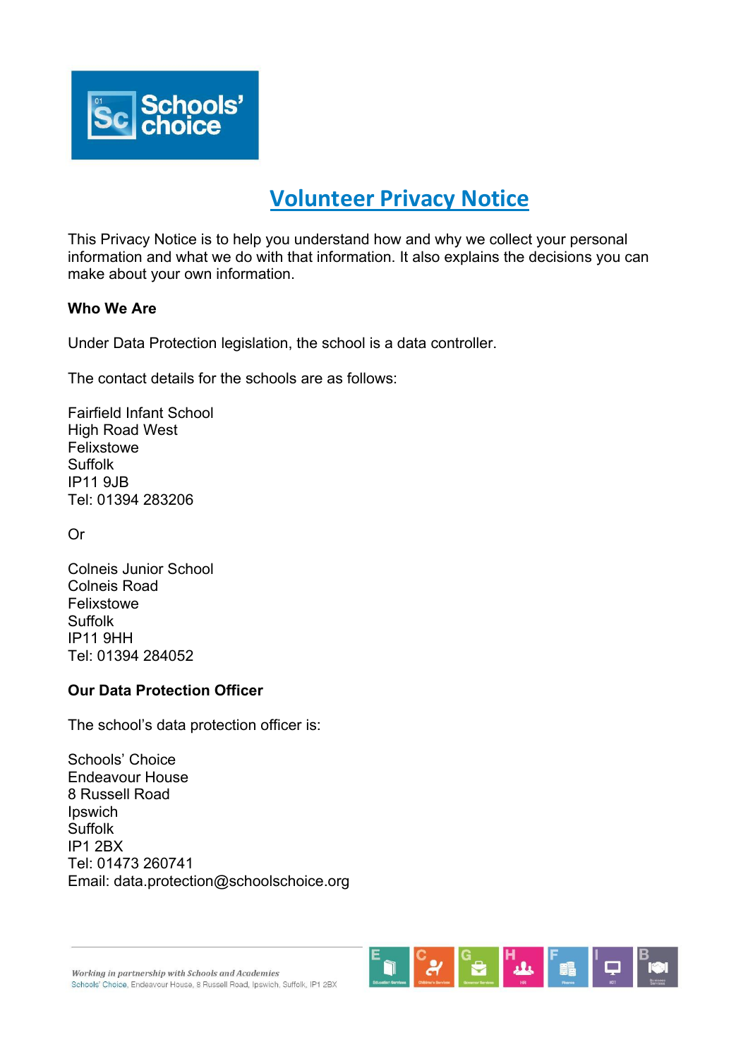# Volunteer Privacy Notice

This Privacy Notice is to help you understand how and why we collect your personal information and what we do with that information. It also explains the decisions you can make about your own information.

**Who We Are**

Under Data Protection legislation, the school is a data controller.

The contact details for the schools are as follows:

Fairfield Infant School
High Road West
Felixstowe
Suffolk
IP11 9JB
Tel: 01394 283206

Or

Colneis Junior School
Colneis Road
Felixstowe
Suffolk
IP11 9HH
Tel: 01394 284052

**Our Data Protection Officer**

The school's data protection officer is:

Schools' Choice
Endeavour House
8 Russell Road
Ipswich
Suffolk
IP1 2BX
Tel: 01473 260741
Email: data.protection@schoolschoice.org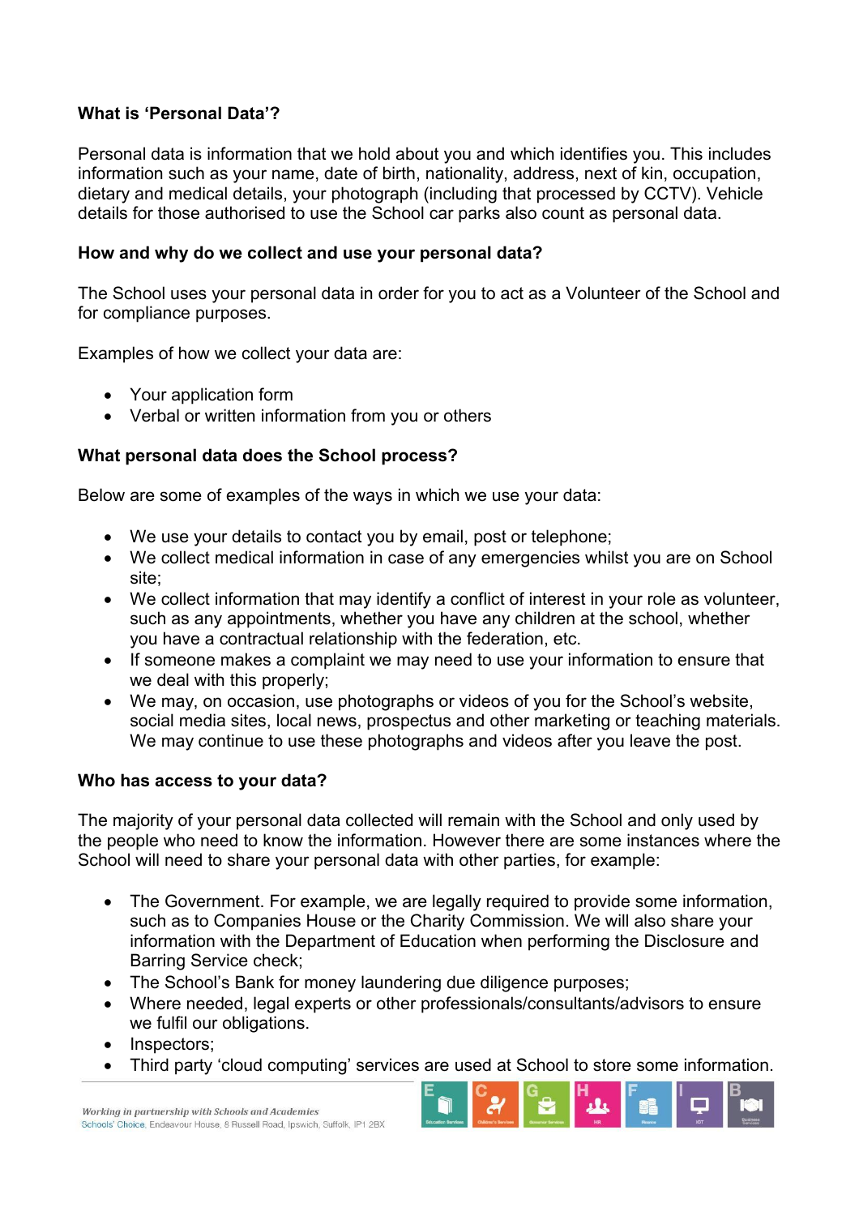**What is 'Personal Data'?**

Personal data is information that we hold about you and which identifies you. This includes information such as your name, date of birth, nationality, address, next of kin, occupation, dietary and medical details, your photograph (including that processed by CCTV). Vehicle details for those authorised to use the School car parks also count as personal data.

**How and why do we collect and use your personal data?**

The School uses your personal data in order for you to act as a Volunteer of the School and for compliance purposes.

Examples of how we collect your data are:

- Your application form
- Verbal or written information from you or others

**What personal data does the School process?**

Below are some of examples of the ways in which we use your data:

- We use your details to contact you by email, post or telephone;
- We collect medical information in case of any emergencies whilst you are on School site;
- We collect information that may identify a conflict of interest in your role as volunteer, such as any appointments, whether you have any children at the school, whether you have a contractual relationship with the federation, etc.
- If someone makes a complaint we may need to use your information to ensure that we deal with this properly;
- We may, on occasion, use photographs or videos of you for the School's website, social media sites, local news, prospectus and other marketing or teaching materials. We may continue to use these photographs and videos after you leave the post.

**Who has access to your data?**

The majority of your personal data collected will remain with the School and only used by the people who need to know the information. However there are some instances where the School will need to share your personal data with other parties, for example:

- The Government. For example, we are legally required to provide some information, such as to Companies House or the Charity Commission. We will also share your information with the Department of Education when performing the Disclosure and Barring Service check;
- The School's Bank for money laundering due diligence purposes;
- Where needed, legal experts or other professionals/consultants/advisors to ensure we fulfil our obligations.
- Inspectors;
- Third party 'cloud computing' services are used at School to store some information.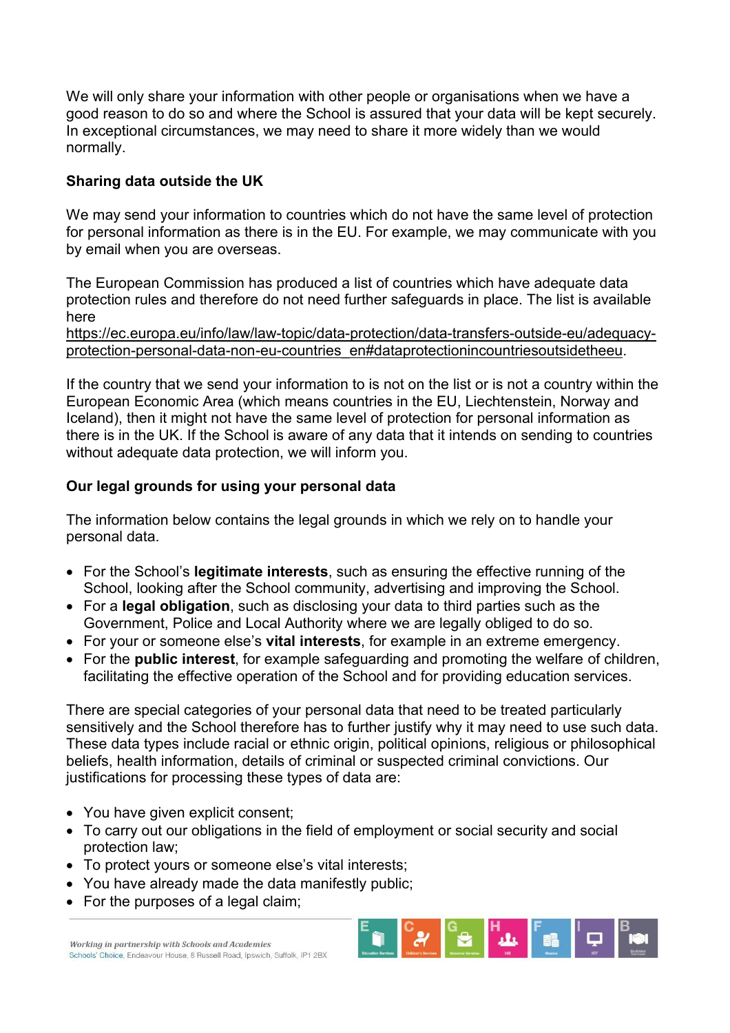We will only share your information with other people or organisations when we have a good reason to do so and where the School is assured that your data will be kept securely. In exceptional circumstances, we may need to share it more widely than we would normally.

**Sharing data outside the UK**

We may send your information to countries which do not have the same level of protection for personal information as there is in the EU. For example, we may communicate with you by email when you are overseas.

The European Commission has produced a list of countries which have adequate data protection rules and therefore do not need further safeguards in place. The list is available here https://ec.europa.eu/info/law/law-topic/data-protection/data-transfers-outside-eu/adequacy-protection-personal-data-non-eu-countries_en#dataprotectionincountriesoutsidetheeu.

If the country that we send your information to is not on the list or is not a country within the European Economic Area (which means countries in the EU, Liechtenstein, Norway and Iceland), then it might not have the same level of protection for personal information as there is in the UK. If the School is aware of any data that it intends on sending to countries without adequate data protection, we will inform you.

**Our legal grounds for using your personal data**

The information below contains the legal grounds in which we rely on to handle your personal data.

- For the School's **legitimate interests**, such as ensuring the effective running of the School, looking after the School community, advertising and improving the School.
- For a **legal obligation**, such as disclosing your data to third parties such as the Government, Police and Local Authority where we are legally obliged to do so.
- For your or someone else's **vital interests**, for example in an extreme emergency.
- For the **public interest**, for example safeguarding and promoting the welfare of children, facilitating the effective operation of the School and for providing education services.

There are special categories of your personal data that need to be treated particularly sensitively and the School therefore has to further justify why it may need to use such data. These data types include racial or ethnic origin, political opinions, religious or philosophical beliefs, health information, details of criminal or suspected criminal convictions. Our justifications for processing these types of data are:

- You have given explicit consent;
- To carry out our obligations in the field of employment or social security and social protection law;
- To protect yours or someone else's vital interests;
- You have already made the data manifestly public;
- For the purposes of a legal claim;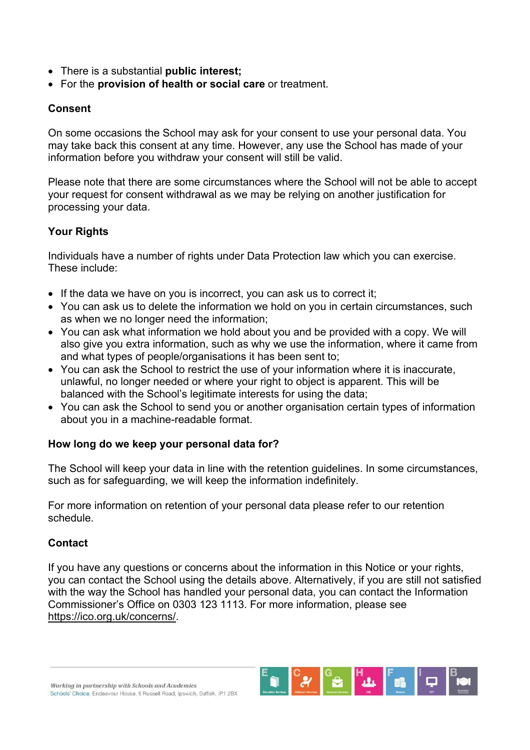- There is a substantial **public interest;**
- For the **provision of health or social care** or treatment.

### Consent

On some occasions the School may ask for your consent to use your personal data. You may take back this consent at any time. However, any use the School has made of your information before you withdraw your consent will still be valid.

Please note that there are some circumstances where the School will not be able to accept your request for consent withdrawal as we may be relying on another justification for processing your data.

### Your Rights

Individuals have a number of rights under Data Protection law which you can exercise. These include:

- If the data we have on you is incorrect, you can ask us to correct it;
- You can ask us to delete the information we hold on you in certain circumstances, such as when we no longer need the information;
- You can ask what information we hold about you and be provided with a copy. We will also give you extra information, such as why we use the information, where it came from and what types of people/organisations it has been sent to;
- You can ask the School to restrict the use of your information where it is inaccurate, unlawful, no longer needed or where your right to object is apparent. This will be balanced with the School's legitimate interests for using the data;
- You can ask the School to send you or another organisation certain types of information about you in a machine-readable format.

### How long do we keep your personal data for?

The School will keep your data in line with the retention guidelines. In some circumstances, such as for safeguarding, we will keep the information indefinitely.

For more information on retention of your personal data please refer to our retention schedule.

### Contact

If you have any questions or concerns about the information in this Notice or your rights, you can contact the School using the details above. Alternatively, if you are still not satisfied with the way the School has handled your personal data, you can contact the Information Commissioner's Office on 0303 123 1113. For more information, please see https://ico.org.uk/concerns/.